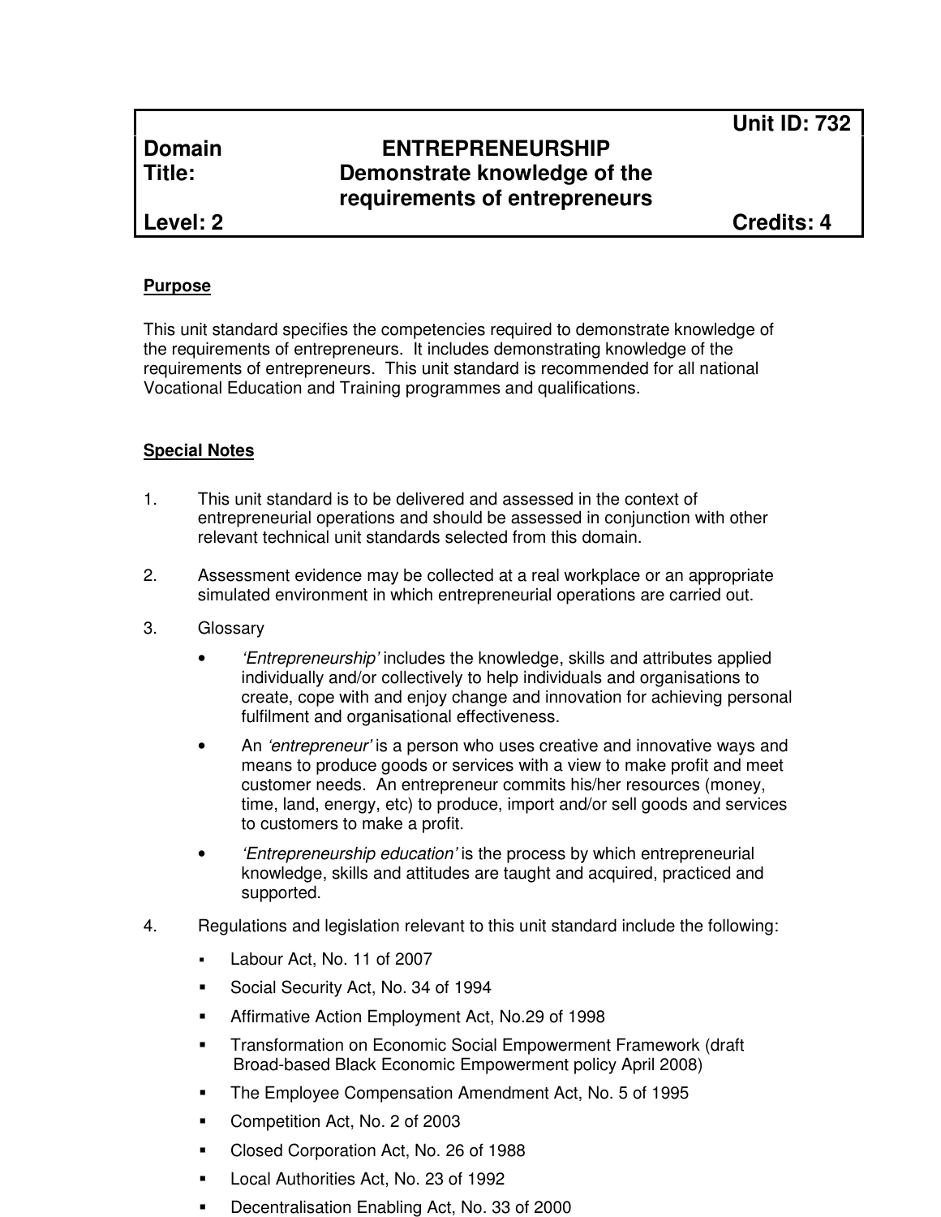| | | Unit ID: 732 |
|---|---|---|
| **Domain** | **ENTREPRENEURSHIP** | |
| **Title:** | **Demonstrate knowledge of the requirements of entrepreneurs** | |
| **Level: 2** | | **Credits: 4** |

## Purpose

This unit standard specifies the competencies required to demonstrate knowledge of the requirements of entrepreneurs. It includes demonstrating knowledge of the requirements of entrepreneurs. This unit standard is recommended for all national Vocational Education and Training programmes and qualifications.

## Special Notes

1. This unit standard is to be delivered and assessed in the context of entrepreneurial operations and should be assessed in conjunction with other relevant technical unit standards selected from this domain.

2. Assessment evidence may be collected at a real workplace or an appropriate simulated environment in which entrepreneurial operations are carried out.

3. Glossary
   - *'Entrepreneurship'* includes the knowledge, skills and attributes applied individually and/or collectively to help individuals and organisations to create, cope with and enjoy change and innovation for achieving personal fulfilment and organisational effectiveness.
   - An *'entrepreneur'* is a person who uses creative and innovative ways and means to produce goods or services with a view to make profit and meet customer needs. An entrepreneur commits his/her resources (money, time, land, energy, etc) to produce, import and/or sell goods and services to customers to make a profit.
   - *'Entrepreneurship education'* is the process by which entrepreneurial knowledge, skills and attitudes are taught and acquired, practiced and supported.

4. Regulations and legislation relevant to this unit standard include the following:
   - Labour Act, No. 11 of 2007
   - Social Security Act, No. 34 of 1994
   - Affirmative Action Employment Act, No.29 of 1998
   - Transformation on Economic Social Empowerment Framework (draft Broad-based Black Economic Empowerment policy April 2008)
   - The Employee Compensation Amendment Act, No. 5 of 1995
   - Competition Act, No. 2 of 2003
   - Closed Corporation Act, No. 26 of 1988
   - Local Authorities Act, No. 23 of 1992
   - Decentralisation Enabling Act, No. 33 of 2000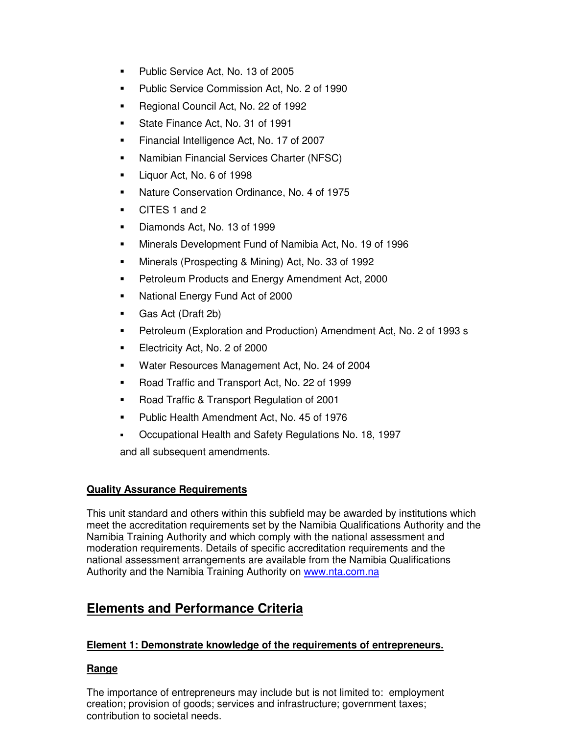- Public Service Act, No. 13 of 2005
- Public Service Commission Act, No. 2 of 1990
- Regional Council Act, No. 22 of 1992
- State Finance Act, No. 31 of 1991
- Financial Intelligence Act, No. 17 of 2007
- Namibian Financial Services Charter (NFSC)
- Liquor Act, No. 6 of 1998
- Nature Conservation Ordinance, No. 4 of 1975
- CITES 1 and 2
- Diamonds Act, No. 13 of 1999
- Minerals Development Fund of Namibia Act, No. 19 of 1996
- Minerals (Prospecting & Mining) Act, No. 33 of 1992
- Petroleum Products and Energy Amendment Act, 2000
- National Energy Fund Act of 2000
- Gas Act (Draft 2b)
- Petroleum (Exploration and Production) Amendment Act, No. 2 of 1993 s
- Electricity Act, No. 2 of 2000
- Water Resources Management Act, No. 24 of 2004
- Road Traffic and Transport Act, No. 22 of 1999
- Road Traffic & Transport Regulation of 2001
- Public Health Amendment Act, No. 45 of 1976
- Occupational Health and Safety Regulations No. 18, 1997

and all subsequent amendments.

**Quality Assurance Requirements**

This unit standard and others within this subfield may be awarded by institutions which meet the accreditation requirements set by the Namibia Qualifications Authority and the Namibia Training Authority and which comply with the national assessment and moderation requirements. Details of specific accreditation requirements and the national assessment arrangements are available from the Namibia Qualifications Authority and the Namibia Training Authority on www.nta.com.na

## Elements and Performance Criteria

**Element 1: Demonstrate knowledge of the requirements of entrepreneurs.**

**Range**

The importance of entrepreneurs may include but is not limited to: employment creation; provision of goods; services and infrastructure; government taxes; contribution to societal needs.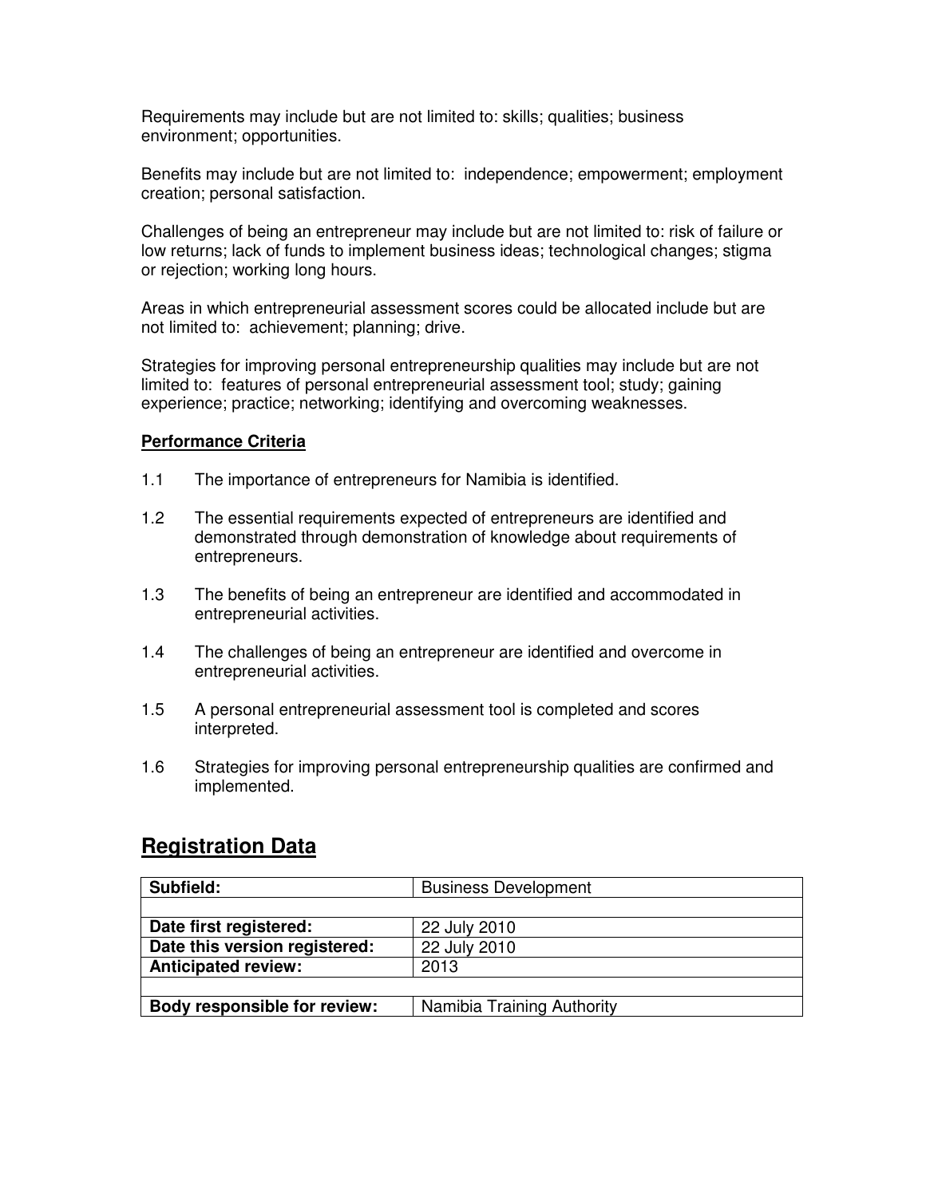Requirements may include but are not limited to: skills; qualities; business environment; opportunities.

Benefits may include but are not limited to: independence; empowerment; employment creation; personal satisfaction.

Challenges of being an entrepreneur may include but are not limited to: risk of failure or low returns; lack of funds to implement business ideas; technological changes; stigma or rejection; working long hours.

Areas in which entrepreneurial assessment scores could be allocated include but are not limited to: achievement; planning; drive.

Strategies for improving personal entrepreneurship qualities may include but are not limited to: features of personal entrepreneurial assessment tool; study; gaining experience; practice; networking; identifying and overcoming weaknesses.

**Performance Criteria**

1.1 The importance of entrepreneurs for Namibia is identified.

1.2 The essential requirements expected of entrepreneurs are identified and demonstrated through demonstration of knowledge about requirements of entrepreneurs.

1.3 The benefits of being an entrepreneur are identified and accommodated in entrepreneurial activities.

1.4 The challenges of being an entrepreneur are identified and overcome in entrepreneurial activities.

1.5 A personal entrepreneurial assessment tool is completed and scores interpreted.

1.6 Strategies for improving personal entrepreneurship qualities are confirmed and implemented.

## Registration Data

| | |
|---|---|
| **Subfield:** | Business Development |
| | |
| **Date first registered:** | 22 July 2010 |
| **Date this version registered:** | 22 July 2010 |
| **Anticipated review:** | 2013 |
| | |
| **Body responsible for review:** | Namibia Training Authority |